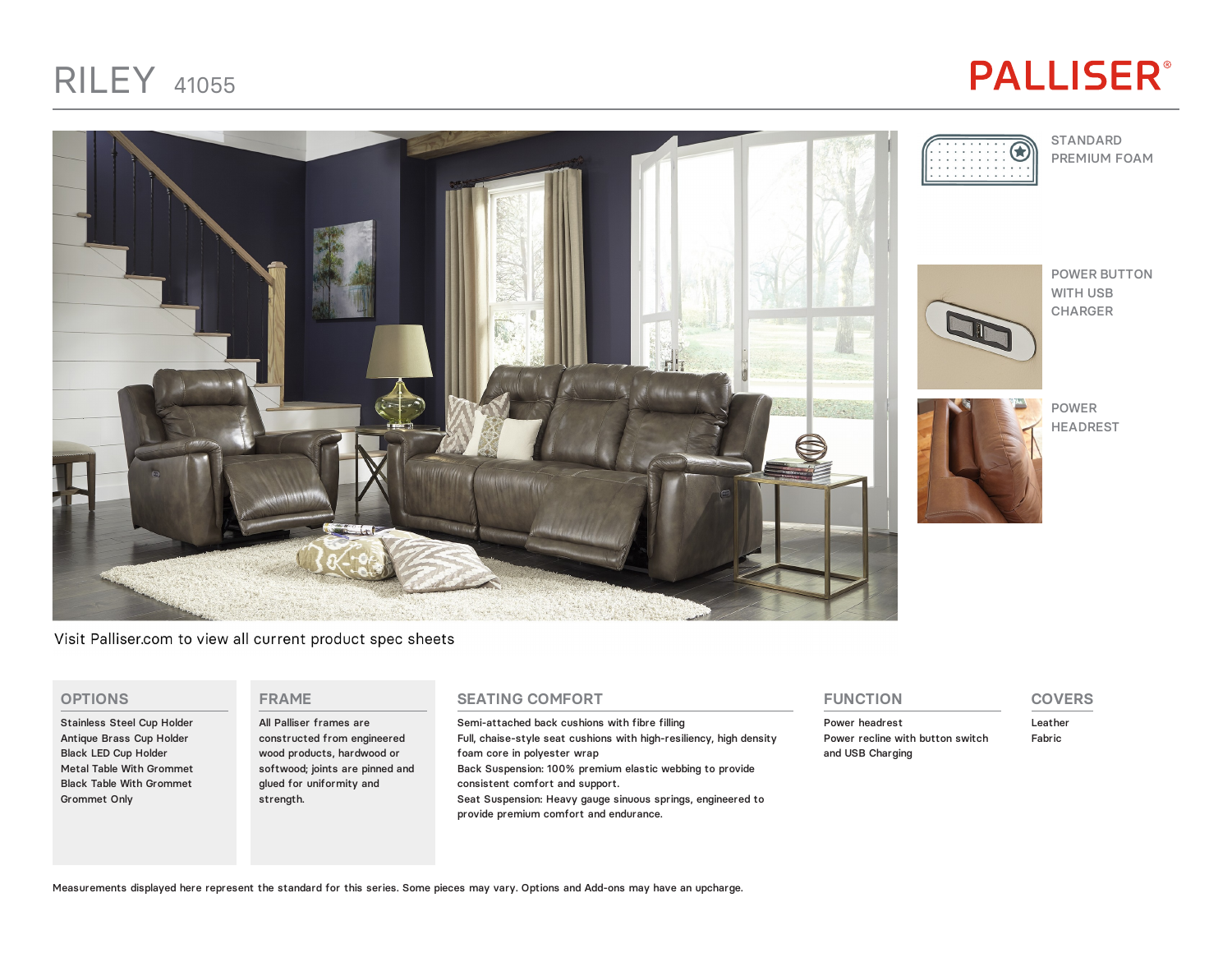# RILEY 41055

PALLISER®

STANDARD PREMIUM FOAM

POWER BUTTON WITH USB CHARGER

POWER HEADREST

Visit Palliser.com to view all current product spec sheets

## OPTIONS

Stainless Steel Cup Holder
Antique Brass Cup Holder
Black LED Cup Holder
Metal Table With Grommet
Black Table With Grommet
Grommet Only

## FRAME

All Palliser frames are constructed from engineered wood products, hardwood or softwood; joints are pinned and glued for uniformity and strength.

## SEATING COMFORT

Semi-attached back cushions with fibre filling
Full, chaise-style seat cushions with high-resiliency, high density foam core in polyester wrap
Back Suspension: 100% premium elastic webbing to provide consistent comfort and support.
Seat Suspension: Heavy gauge sinuous springs, engineered to provide premium comfort and endurance.

## FUNCTION

Power headrest
Power recline with button switch and USB Charging

## COVERS

Leather
Fabric

Measurements displayed here represent the standard for this series. Some pieces may vary. Options and Add-ons may have an upcharge.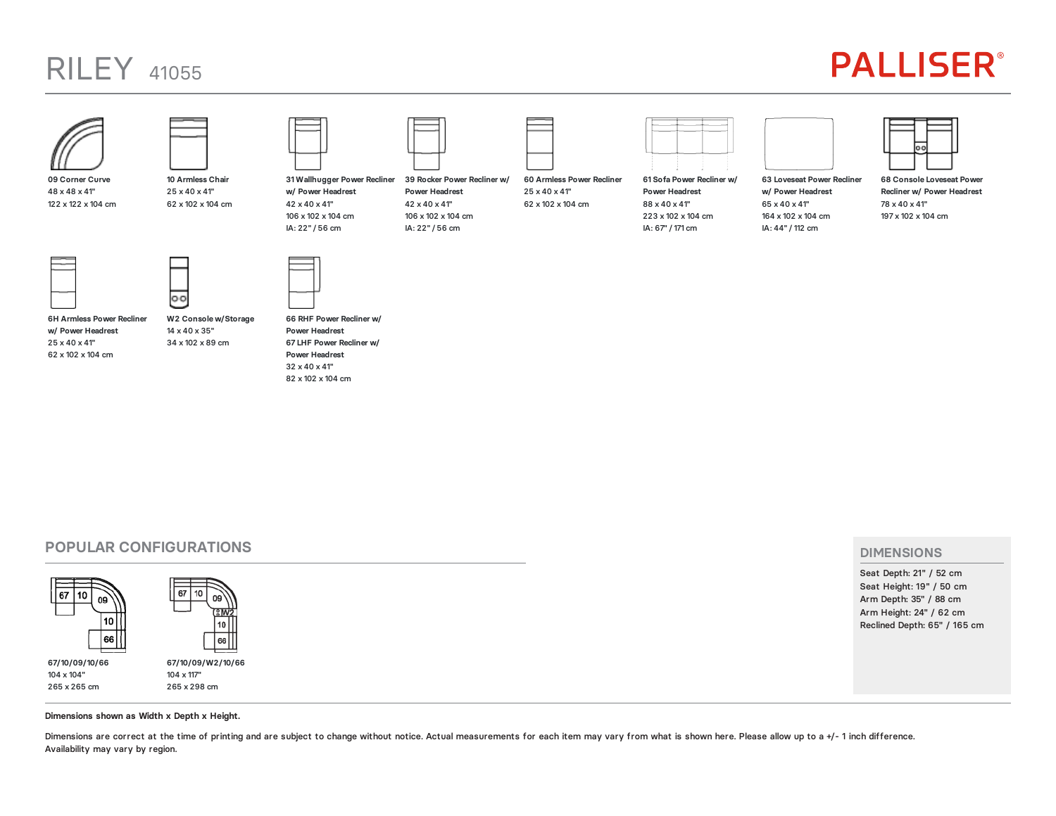# RILEY 41055

PALLISER®

**09 Corner Curve**
48 x 48 x 41"
122 x 122 x 104 cm

**10 Armless Chair**
25 x 40 x 41"
62 x 102 x 104 cm

**31 Wallhugger Power Recliner w/ Power Headrest**
42 x 40 x 41"
106 x 102 x 104 cm
IA: 22" / 56 cm

**39 Rocker Power Recliner w/ Power Headrest**
42 x 40 x 41"
106 x 102 x 104 cm
IA: 22" / 56 cm

**60 Armless Power Recliner**
25 x 40 x 41"
62 x 102 x 104 cm

**61 Sofa Power Recliner w/ Power Headrest**
88 x 40 x 41"
223 x 102 x 104 cm
IA: 67" / 171 cm

**63 Loveseat Power Recliner w/ Power Headrest**
65 x 40 x 41"
164 x 102 x 104 cm
IA: 44" / 112 cm

**68 Console Loveseat Power Recliner w/ Power Headrest**
78 x 40 x 41"
197 x 102 x 104 cm

**6H Armless Power Recliner w/ Power Headrest**
25 x 40 x 41"
62 x 102 x 104 cm

**W2 Console w/Storage**
14 x 40 x 35"
34 x 102 x 89 cm

**66 RHF Power Recliner w/ Power Headrest**
**67 LHF Power Recliner w/ Power Headrest**
32 x 40 x 41"
82 x 102 x 104 cm

## POPULAR CONFIGURATIONS

67 10 09 10 66

67/10/09/10/66
104 x 104"
265 x 265 cm

67 10 09 W2 10 66

67/10/09/W2/10/66
104 x 117"
265 x 298 cm

## DIMENSIONS

Seat Depth: 21" / 52 cm
Seat Height: 19" / 50 cm
Arm Depth: 35" / 88 cm
Arm Height: 24" / 62 cm
Reclined Depth: 65" / 165 cm

**Dimensions shown as Width x Depth x Height.**

Dimensions are correct at the time of printing and are subject to change without notice. Actual measurements for each item may vary from what is shown here. Please allow up to a +/- 1 inch difference. Availability may vary by region.